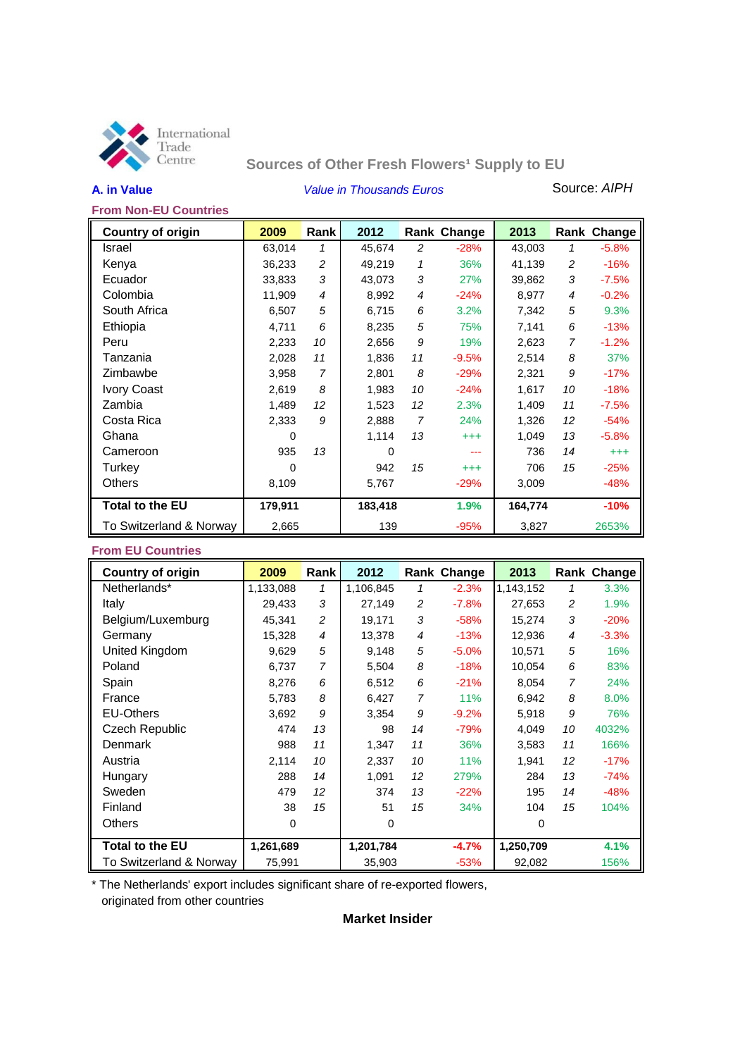International Trade Centre

## Sources of Other Fresh Flowers[1] Supply to EU

**A. in Value** *Value in Thousands Euros* Source: *AIPH*

### From Non-EU Countries

| Country of origin | 2009 | Rank | 2012 | Rank | Change | 2013 | Rank | Change |
|---|---|---|---|---|---|---|---|---|
| Israel | 63,014 | 1 | 45,674 | 2 | -28% | 43,003 | 1 | -5.8% |
| Kenya | 36,233 | 2 | 49,219 | 1 | 36% | 41,139 | 2 | -16% |
| Ecuador | 33,833 | 3 | 43,073 | 3 | 27% | 39,862 | 3 | -7.5% |
| Colombia | 11,909 | 4 | 8,992 | 4 | -24% | 8,977 | 4 | -0.2% |
| South Africa | 6,507 | 5 | 6,715 | 6 | 3.2% | 7,342 | 5 | 9.3% |
| Ethiopia | 4,711 | 6 | 8,235 | 5 | 75% | 7,141 | 6 | -13% |
| Peru | 2,233 | 10 | 2,656 | 9 | 19% | 2,623 | 7 | -1.2% |
| Tanzania | 2,028 | 11 | 1,836 | 11 | -9.5% | 2,514 | 8 | 37% |
| Zimbabwe | 3,958 | 7 | 2,801 | 8 | -29% | 2,321 | 9 | -17% |
| Ivory Coast | 2,619 | 8 | 1,983 | 10 | -24% | 1,617 | 10 | -18% |
| Zambia | 1,489 | 12 | 1,523 | 12 | 2.3% | 1,409 | 11 | -7.5% |
| Costa Rica | 2,333 | 9 | 2,888 | 7 | 24% | 1,326 | 12 | -54% |
| Ghana | 0 | | 1,114 | 13 | +++ | 1,049 | 13 | -5.8% |
| Cameroon | 935 | 13 | 0 | | --- | 736 | 14 | +++ |
| Turkey | 0 | | 942 | 15 | +++ | 706 | 15 | -25% |
| Others | 8,109 | | 5,767 | | -29% | 3,009 | | -48% |
| **Total to the EU** | **179,911** | | **183,418** | | **1.9%** | **164,774** | | **-10%** |
| To Switzerland & Norway | 2,665 | | 139 | | -95% | 3,827 | | 2653% |

### From EU Countries

| Country of origin | 2009 | Rank | 2012 | Rank | Change | 2013 | Rank | Change |
|---|---|---|---|---|---|---|---|---|
| Netherlands* | 1,133,088 | 1 | 1,106,845 | 1 | -2.3% | 1,143,152 | 1 | 3.3% |
| Italy | 29,433 | 3 | 27,149 | 2 | -7.8% | 27,653 | 2 | 1.9% |
| Belgium/Luxemburg | 45,341 | 2 | 19,171 | 3 | -58% | 15,274 | 3 | -20% |
| Germany | 15,328 | 4 | 13,378 | 4 | -13% | 12,936 | 4 | -3.3% |
| United Kingdom | 9,629 | 5 | 9,148 | 5 | -5.0% | 10,571 | 5 | 16% |
| Poland | 6,737 | 7 | 5,504 | 8 | -18% | 10,054 | 6 | 83% |
| Spain | 8,276 | 6 | 6,512 | 6 | -21% | 8,054 | 7 | 24% |
| France | 5,783 | 8 | 6,427 | 7 | 11% | 6,942 | 8 | 8.0% |
| EU-Others | 3,692 | 9 | 3,354 | 9 | -9.2% | 5,918 | 9 | 76% |
| Czech Republic | 474 | 13 | 98 | 14 | -79% | 4,049 | 10 | 4032% |
| Denmark | 988 | 11 | 1,347 | 11 | 36% | 3,583 | 11 | 166% |
| Austria | 2,114 | 10 | 2,337 | 10 | 11% | 1,941 | 12 | -17% |
| Hungary | 288 | 14 | 1,091 | 12 | 279% | 284 | 13 | -74% |
| Sweden | 479 | 12 | 374 | 13 | -22% | 195 | 14 | -48% |
| Finland | 38 | 15 | 51 | 15 | 34% | 104 | 15 | 104% |
| Others | 0 | | 0 | | | 0 | | |
| **Total to the EU** | **1,261,689** | | **1,201,784** | | **-4.7%** | **1,250,709** | | **4.1%** |
| To Switzerland & Norway | 75,991 | | 35,903 | | -53% | 92,082 | | 156% |

\* The Netherlands' export includes significant share of re-exported flowers, originated from other countries

**Market Insider**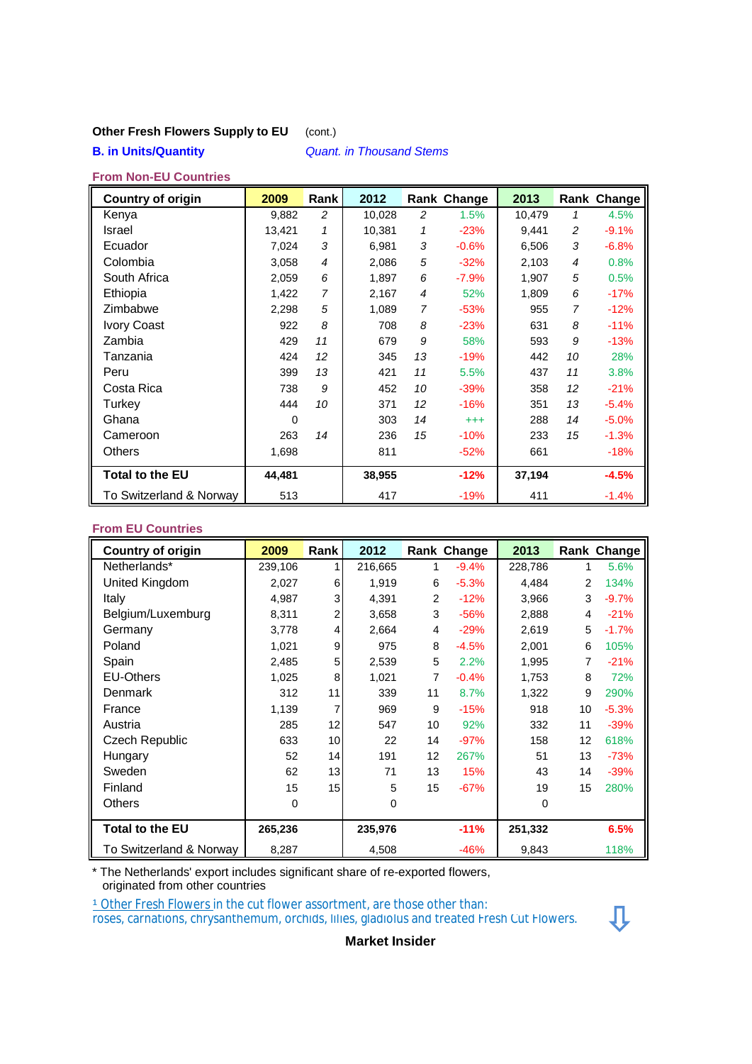**Other Fresh Flowers Supply to EU** (cont.)

**B. in Units/Quantity** *Quant. in Thousand Stems*

### From Non-EU Countries

| Country of origin | 2009 | Rank | 2012 | Rank | Change | 2013 | Rank | Change |
|---|---|---|---|---|---|---|---|---|
| Kenya | 9,882 | 2 | 10,028 | 2 | 1.5% | 10,479 | 1 | 4.5% |
| Israel | 13,421 | 1 | 10,381 | 1 | -23% | 9,441 | 2 | -9.1% |
| Ecuador | 7,024 | 3 | 6,981 | 3 | -0.6% | 6,506 | 3 | -6.8% |
| Colombia | 3,058 | 4 | 2,086 | 5 | -32% | 2,103 | 4 | 0.8% |
| South Africa | 2,059 | 6 | 1,897 | 6 | -7.9% | 1,907 | 5 | 0.5% |
| Ethiopia | 1,422 | 7 | 2,167 | 4 | 52% | 1,809 | 6 | -17% |
| Zimbabwe | 2,298 | 5 | 1,089 | 7 | -53% | 955 | 7 | -12% |
| Ivory Coast | 922 | 8 | 708 | 8 | -23% | 631 | 8 | -11% |
| Zambia | 429 | 11 | 679 | 9 | 58% | 593 | 9 | -13% |
| Tanzania | 424 | 12 | 345 | 13 | -19% | 442 | 10 | 28% |
| Peru | 399 | 13 | 421 | 11 | 5.5% | 437 | 11 | 3.8% |
| Costa Rica | 738 | 9 | 452 | 10 | -39% | 358 | 12 | -21% |
| Turkey | 444 | 10 | 371 | 12 | -16% | 351 | 13 | -5.4% |
| Ghana | 0 | | 303 | 14 | +++ | 288 | 14 | -5.0% |
| Cameroon | 263 | 14 | 236 | 15 | -10% | 233 | 15 | -1.3% |
| Others | 1,698 | | 811 | | -52% | 661 | | -18% |
| **Total to the EU** | **44,481** | | **38,955** | | **-12%** | **37,194** | | **-4.5%** |
| To Switzerland & Norway | 513 | | 417 | | -19% | 411 | | -1.4% |

### From EU Countries

| Country of origin | 2009 | Rank | 2012 | Rank | Change | 2013 | Rank | Change |
|---|---|---|---|---|---|---|---|---|
| Netherlands* | 239,106 | 1 | 216,665 | 1 | -9.4% | 228,786 | 1 | 5.6% |
| United Kingdom | 2,027 | 6 | 1,919 | 6 | -5.3% | 4,484 | 2 | 134% |
| Italy | 4,987 | 3 | 4,391 | 2 | -12% | 3,966 | 3 | -9.7% |
| Belgium/Luxemburg | 8,311 | 2 | 3,658 | 3 | -56% | 2,888 | 4 | -21% |
| Germany | 3,778 | 4 | 2,664 | 4 | -29% | 2,619 | 5 | -1.7% |
| Poland | 1,021 | 9 | 975 | 8 | -4.5% | 2,001 | 6 | 105% |
| Spain | 2,485 | 5 | 2,539 | 5 | 2.2% | 1,995 | 7 | -21% |
| EU-Others | 1,025 | 8 | 1,021 | 7 | -0.4% | 1,753 | 8 | 72% |
| Denmark | 312 | 11 | 339 | 11 | 8.7% | 1,322 | 9 | 290% |
| France | 1,139 | 7 | 969 | 9 | -15% | 918 | 10 | -5.3% |
| Austria | 285 | 12 | 547 | 10 | 92% | 332 | 11 | -39% |
| Czech Republic | 633 | 10 | 22 | 14 | -97% | 158 | 12 | 618% |
| Hungary | 52 | 14 | 191 | 12 | 267% | 51 | 13 | -73% |
| Sweden | 62 | 13 | 71 | 13 | 15% | 43 | 14 | -39% |
| Finland | 15 | 15 | 5 | 15 | -67% | 19 | 15 | 280% |
| Others | 0 | | 0 | | | 0 | | |
| **Total to the EU** | **265,236** | | **235,976** | | **-11%** | **251,332** | | **6.5%** |
| To Switzerland & Norway | 8,287 | | 4,508 | | -46% | 9,843 | | 118% |

* The Netherlands' export includes significant share of re-exported flowers, originated from other countries

[1] Other Fresh Flowers in the cut flower assortment, are those other than: roses, carnations, chrysanthemum, orchids, lilies, gladiolus and treated Fresh Cut Flowers.

**Market Insider**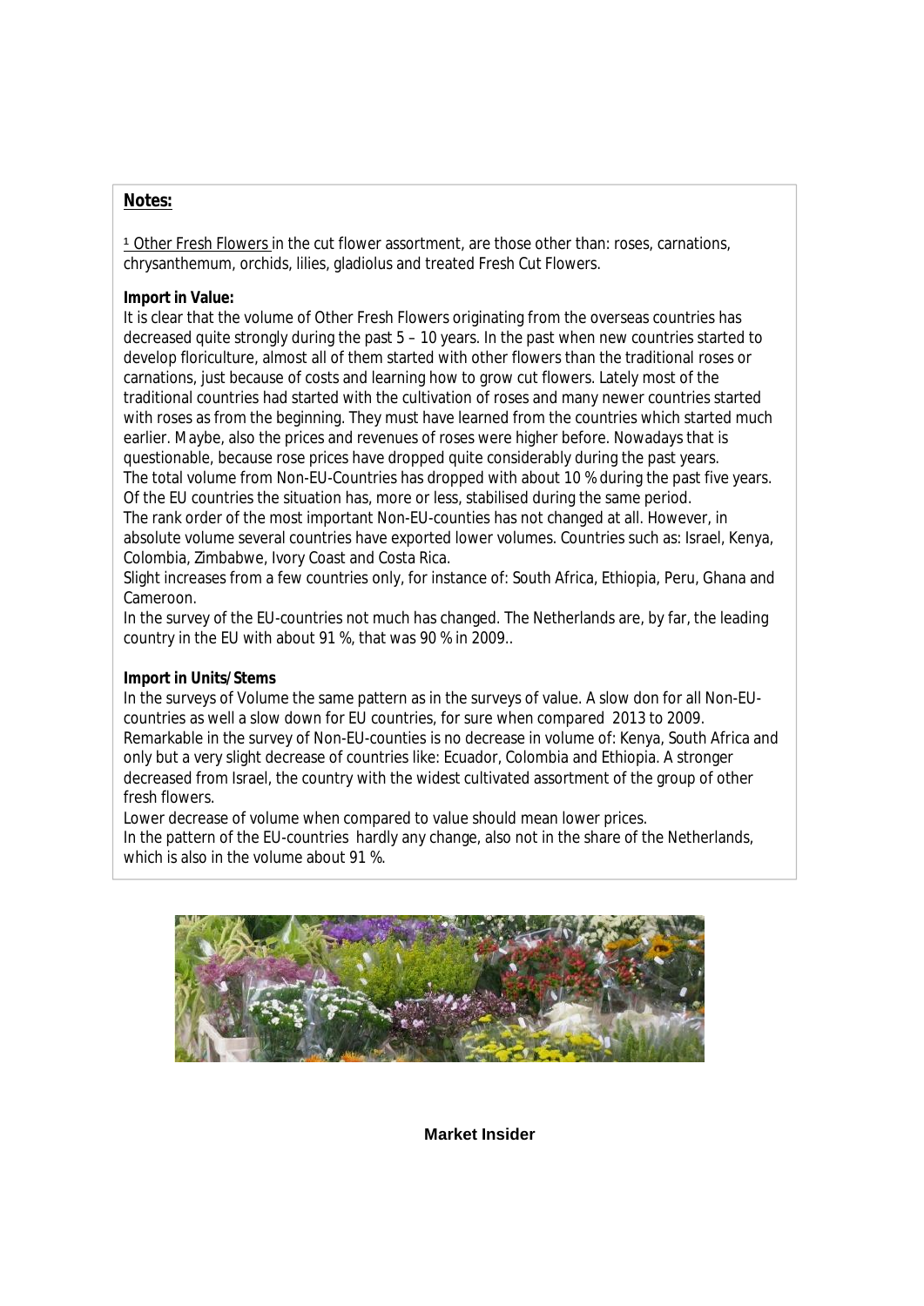**Notes:**

[1] Other Fresh Flowers in the cut flower assortment, are those other than: roses, carnations, chrysanthemum, orchids, lilies, gladiolus and treated Fresh Cut Flowers.

**Import in Value:**

It is clear that the volume of Other Fresh Flowers originating from the overseas countries has decreased quite strongly during the past 5 – 10 years. In the past when new countries started to develop floriculture, almost all of them started with other flowers than the traditional roses or carnations, just because of costs and learning how to grow cut flowers. Lately most of the traditional countries had started with the cultivation of roses and many newer countries started with roses as from the beginning. They must have learned from the countries which started much earlier. Maybe, also the prices and revenues of roses were higher before. Nowadays that is questionable, because rose prices have dropped quite considerably during the past years.
The total volume from Non-EU-Countries has dropped with about 10 % during the past five years. Of the EU countries the situation has, more or less, stabilised during the same period.
The rank order of the most important Non-EU-counties has not changed at all. However, in absolute volume several countries have exported lower volumes. Countries such as: Israel, Kenya, Colombia, Zimbabwe, Ivory Coast and Costa Rica.
Slight increases from a few countries only, for instance of: South Africa, Ethiopia, Peru, Ghana and Cameroon.
In the survey of the EU-countries not much has changed. The Netherlands are, by far, the leading country in the EU with about 91 %, that was 90 % in 2009..

**Import in Units/Stems**

In the surveys of Volume the same pattern as in the surveys of value. A slow don for all Non-EU-countries as well a slow down for EU countries, for sure when compared 2013 to 2009.
Remarkable in the survey of Non-EU-counties is no decrease in volume of: Kenya, South Africa and only but a very slight decrease of countries like: Ecuador, Colombia and Ethiopia. A stronger decreased from Israel, the country with the widest cultivated assortment of the group of other fresh flowers.
Lower decrease of volume when compared to value should mean lower prices.
In the pattern of the EU-countries hardly any change, also not in the share of the Netherlands, which is also in the volume about 91 %.

**Market Insider**